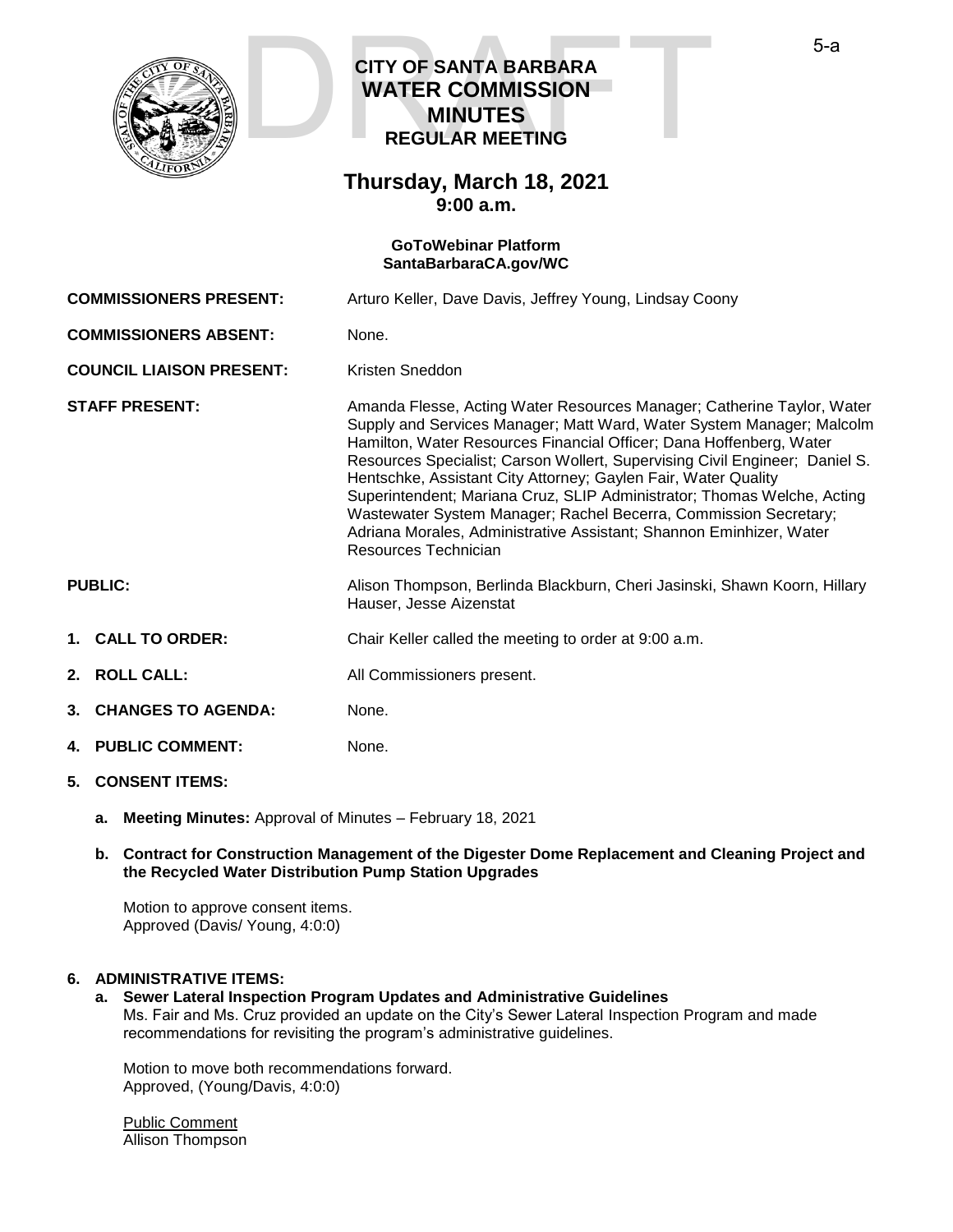DRAFT

# CITY OF SANTA BARBARA WATER COMMISSION MINUTES

## REGULAR MEETING

## Thursday, March 18, 2021
**9:00 a.m.**

**GoToWebinar Platform**
**SantaBarbaraCA.gov/WC**

**COMMISSIONERS PRESENT:** Arturo Keller, Dave Davis, Jeffrey Young, Lindsay Coony

**COMMISSIONERS ABSENT:** None.

**COUNCIL LIAISON PRESENT:** Kristen Sneddon

**STAFF PRESENT:** Amanda Flesse, Acting Water Resources Manager; Catherine Taylor, Water Supply and Services Manager; Matt Ward, Water System Manager; Malcolm Hamilton, Water Resources Financial Officer; Dana Hoffenberg, Water Resources Specialist; Carson Wollert, Supervising Civil Engineer; Daniel S. Hentschke, Assistant City Attorney; Gaylen Fair, Water Quality Superintendent; Mariana Cruz, SLIP Administrator; Thomas Welche, Acting Wastewater System Manager; Rachel Becerra, Commission Secretary; Adriana Morales, Administrative Assistant; Shannon Eminhizer, Water Resources Technician

**PUBLIC:** Alison Thompson, Berlinda Blackburn, Cheri Jasinski, Shawn Koorn, Hillary Hauser, Jesse Aizenstat

1. **CALL TO ORDER:** Chair Keller called the meeting to order at 9:00 a.m.

2. **ROLL CALL:** All Commissioners present.

3. **CHANGES TO AGENDA:** None.

4. **PUBLIC COMMENT:** None.

5. **CONSENT ITEMS:**

   a. **Meeting Minutes:** Approval of Minutes – February 18, 2021

   b. **Contract for Construction Management of the Digester Dome Replacement and Cleaning Project and the Recycled Water Distribution Pump Station Upgrades**

   Motion to approve consent items.
   Approved (Davis/ Young, 4:0:0)

6. **ADMINISTRATIVE ITEMS:**

   a. **Sewer Lateral Inspection Program Updates and Administrative Guidelines**
   Ms. Fair and Ms. Cruz provided an update on the City's Sewer Lateral Inspection Program and made recommendations for revisiting the program's administrative guidelines.

   Motion to move both recommendations forward.
   Approved, (Young/Davis, 4:0:0)

   Public Comment
   Allison Thompson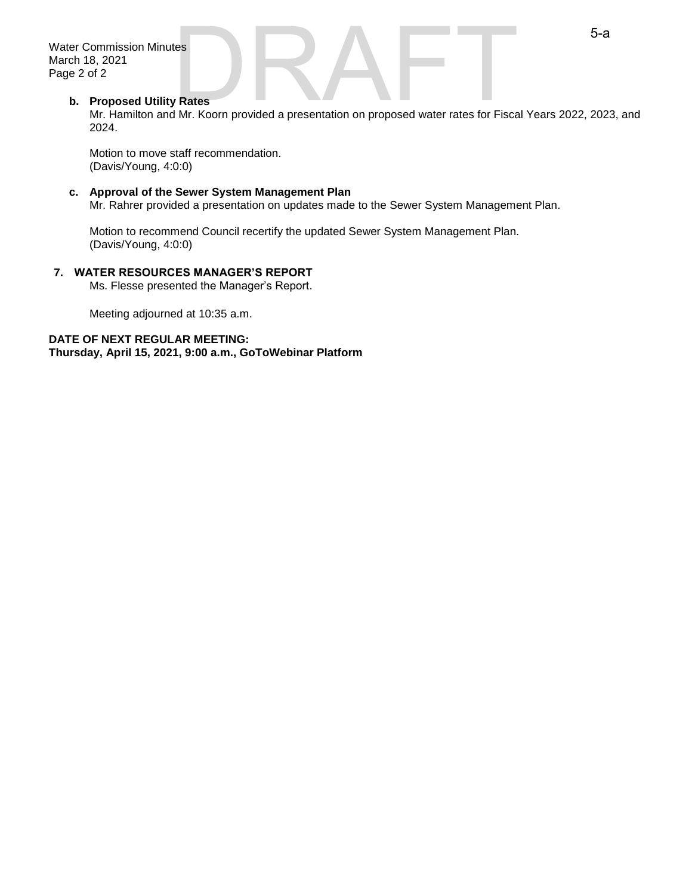**b. Proposed Utility Rates**

Mr. Hamilton and Mr. Koorn provided a presentation on proposed water rates for Fiscal Years 2022, 2023, and 2024.

Motion to move staff recommendation.
(Davis/Young, 4:0:0)

**c. Approval of the Sewer System Management Plan**

Mr. Rahrer provided a presentation on updates made to the Sewer System Management Plan.

Motion to recommend Council recertify the updated Sewer System Management Plan.
(Davis/Young, 4:0:0)

## 7. WATER RESOURCES MANAGER'S REPORT

Ms. Flesse presented the Manager's Report.

Meeting adjourned at 10:35 a.m.

**DATE OF NEXT REGULAR MEETING:**
**Thursday, April 15, 2021, 9:00 a.m., GoToWebinar Platform**